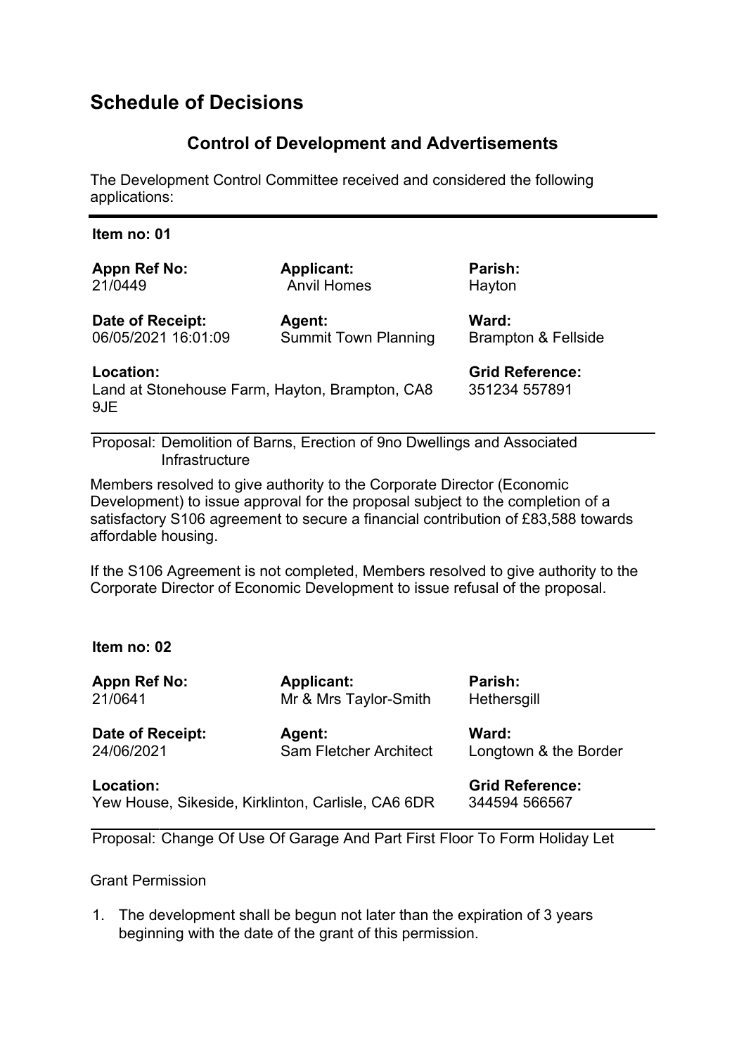# Schedule of Decisions

## Control of Development and Advertisements

The Development Control Committee received and considered the following applications:

---

**Item no: 01**

| **Appn Ref No:** | **Applicant:** | **Parish:** |
|---|---|---|
| 21/0449 | Anvil Homes | Hayton |
| **Date of Receipt:** | **Agent:** | **Ward:** |
| 06/05/2021 16:01:09 | Summit Town Planning | Brampton & Fellside |

**Location:**
Land at Stonehouse Farm, Hayton, Brampton, CA8 9JE

**Grid Reference:**
351234 557891

Proposal: Demolition of Barns, Erection of 9no Dwellings and Associated Infrastructure

Members resolved to give authority to the Corporate Director (Economic Development) to issue approval for the proposal subject to the completion of a satisfactory S106 agreement to secure a financial contribution of £83,588 towards affordable housing.

If the S106 Agreement is not completed, Members resolved to give authority to the Corporate Director of Economic Development to issue refusal of the proposal.

**Item no: 02**

| **Appn Ref No:** | **Applicant:** | **Parish:** |
|---|---|---|
| 21/0641 | Mr & Mrs Taylor-Smith | Hethersgill |
| **Date of Receipt:** | **Agent:** | **Ward:** |
| 24/06/2021 | Sam Fletcher Architect | Longtown & the Border |

**Location:**
Yew House, Sikeside, Kirklinton, Carlisle, CA6 6DR

**Grid Reference:**
344594 566567

Proposal: Change Of Use Of Garage And Part First Floor To Form Holiday Let

Grant Permission

1. The development shall be begun not later than the expiration of 3 years beginning with the date of the grant of this permission.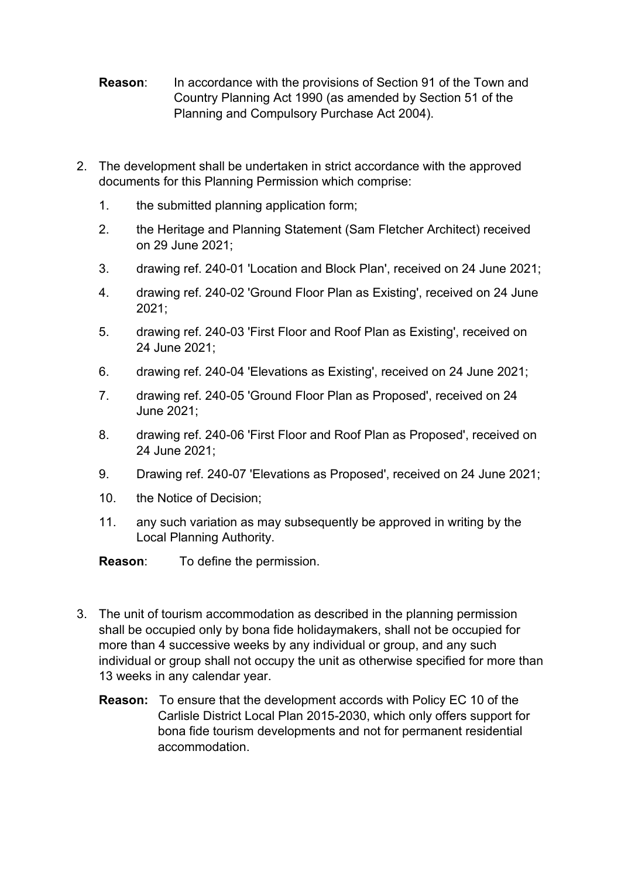**Reason**: In accordance with the provisions of Section 91 of the Town and Country Planning Act 1990 (as amended by Section 51 of the Planning and Compulsory Purchase Act 2004).

2. The development shall be undertaken in strict accordance with the approved documents for this Planning Permission which comprise:

    1. the submitted planning application form;
    2. the Heritage and Planning Statement (Sam Fletcher Architect) received on 29 June 2021;
    3. drawing ref. 240-01 'Location and Block Plan', received on 24 June 2021;
    4. drawing ref. 240-02 'Ground Floor Plan as Existing', received on 24 June 2021;
    5. drawing ref. 240-03 'First Floor and Roof Plan as Existing', received on 24 June 2021;
    6. drawing ref. 240-04 'Elevations as Existing', received on 24 June 2021;
    7. drawing ref. 240-05 'Ground Floor Plan as Proposed', received on 24 June 2021;
    8. drawing ref. 240-06 'First Floor and Roof Plan as Proposed', received on 24 June 2021;
    9. Drawing ref. 240-07 'Elevations as Proposed', received on 24 June 2021;
    10. the Notice of Decision;
    11. any such variation as may subsequently be approved in writing by the Local Planning Authority.

    **Reason**: To define the permission.

3. The unit of tourism accommodation as described in the planning permission shall be occupied only by bona fide holidaymakers, shall not be occupied for more than 4 successive weeks by any individual or group, and any such individual or group shall not occupy the unit as otherwise specified for more than 13 weeks in any calendar year.

    **Reason:** To ensure that the development accords with Policy EC 10 of the Carlisle District Local Plan 2015-2030, which only offers support for bona fide tourism developments and not for permanent residential accommodation.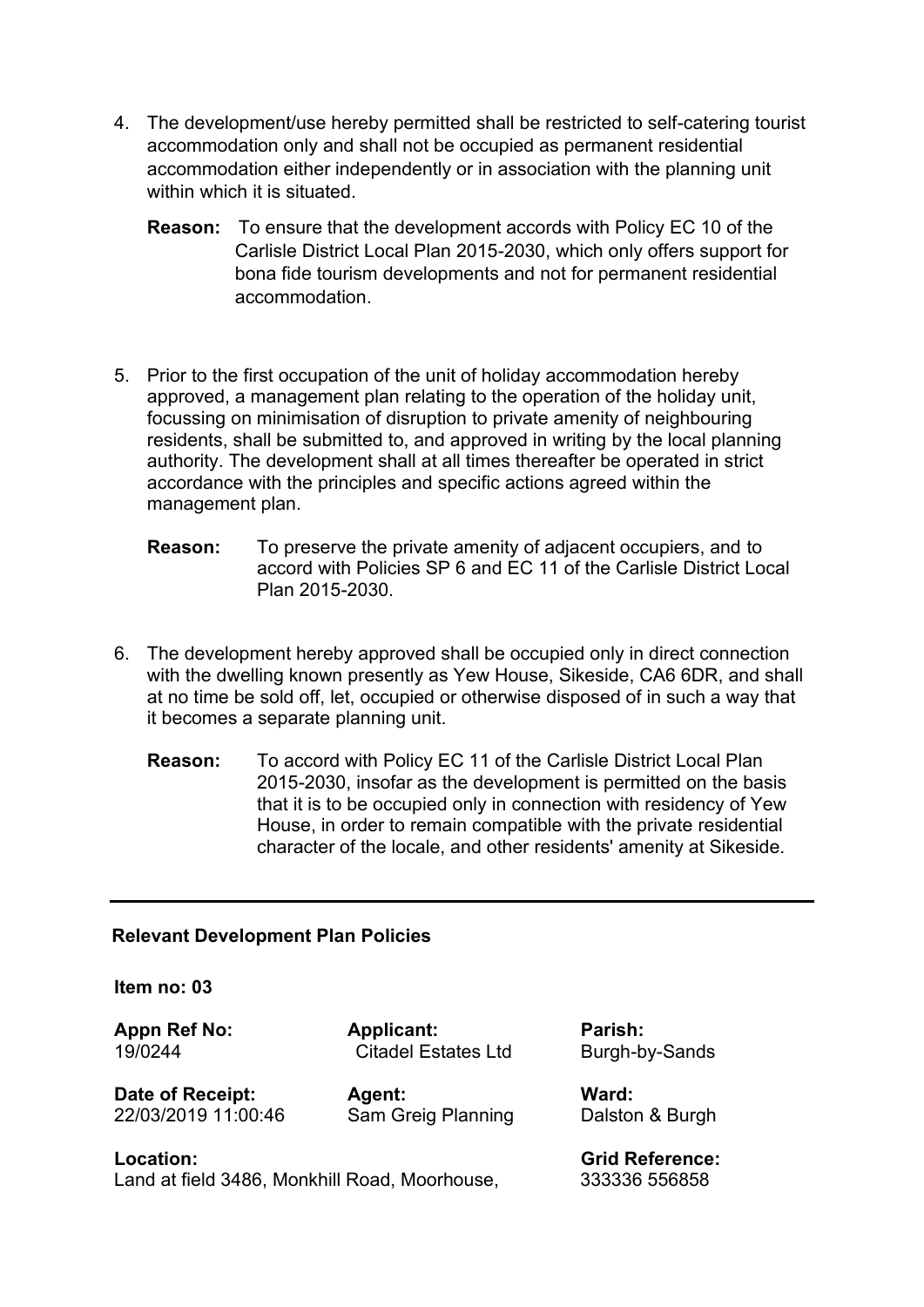4. The development/use hereby permitted shall be restricted to self-catering tourist accommodation only and shall not be occupied as permanent residential accommodation either independently or in association with the planning unit within which it is situated.

   **Reason:** To ensure that the development accords with Policy EC 10 of the Carlisle District Local Plan 2015-2030, which only offers support for bona fide tourism developments and not for permanent residential accommodation.

5. Prior to the first occupation of the unit of holiday accommodation hereby approved, a management plan relating to the operation of the holiday unit, focussing on minimisation of disruption to private amenity of neighbouring residents, shall be submitted to, and approved in writing by the local planning authority. The development shall at all times thereafter be operated in strict accordance with the principles and specific actions agreed within the management plan.

   **Reason:** To preserve the private amenity of adjacent occupiers, and to accord with Policies SP 6 and EC 11 of the Carlisle District Local Plan 2015-2030.

6. The development hereby approved shall be occupied only in direct connection with the dwelling known presently as Yew House, Sikeside, CA6 6DR, and shall at no time be sold off, let, occupied or otherwise disposed of in such a way that it becomes a separate planning unit.

   **Reason:** To accord with Policy EC 11 of the Carlisle District Local Plan 2015-2030, insofar as the development is permitted on the basis that it is to be occupied only in connection with residency of Yew House, in order to remain compatible with the private residential character of the locale, and other residents' amenity at Sikeside.

---

**Relevant Development Plan Policies**

**Item no: 03**

| **Appn Ref No:** | **Applicant:** | **Parish:** |
|---|---|---|
| 19/0244 | Citadel Estates Ltd | Burgh-by-Sands |
| **Date of Receipt:** | **Agent:** | **Ward:** |
| 22/03/2019 11:00:46 | Sam Greig Planning | Dalston & Burgh |
| **Location:** | | **Grid Reference:** |
| Land at field 3486, Monkhill Road, Moorhouse, | | 333336 556858 |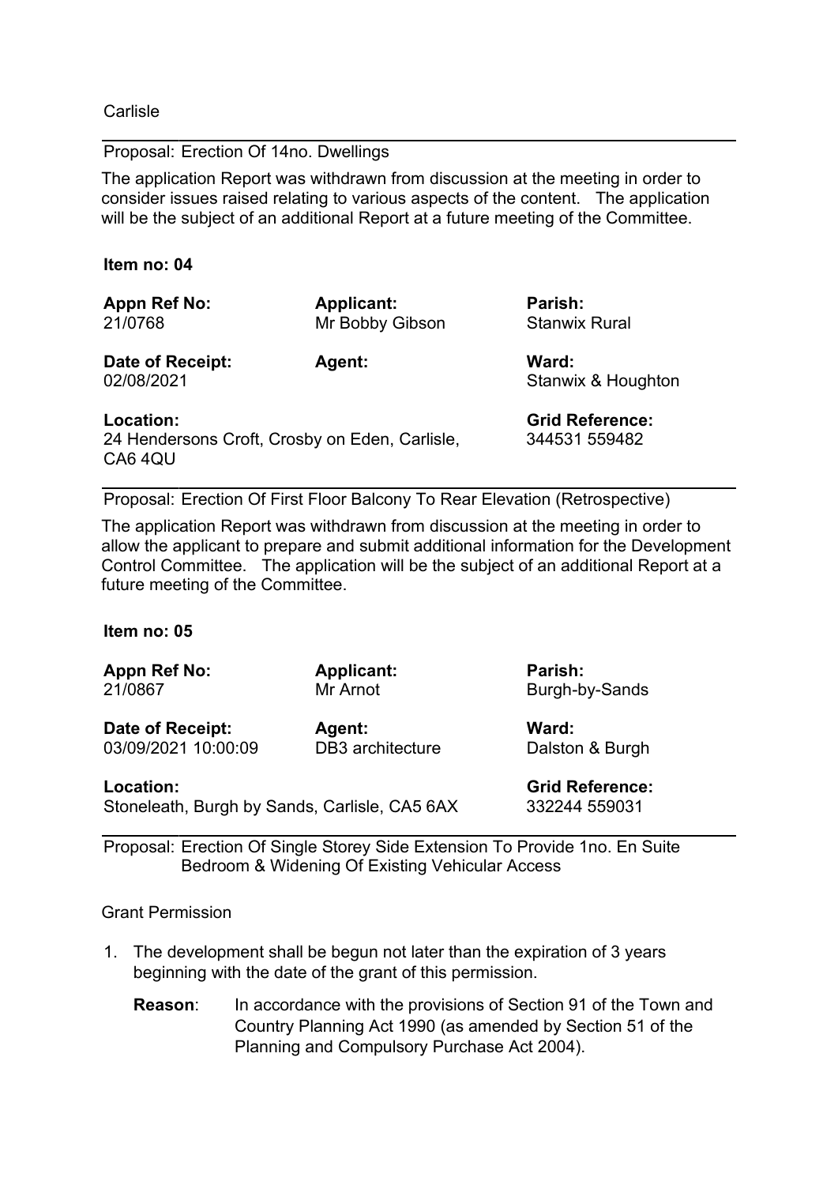Carlisle

---

Proposal: Erection Of 14no. Dwellings

The application Report was withdrawn from discussion at the meeting in order to consider issues raised relating to various aspects of the content. The application will be the subject of an additional Report at a future meeting of the Committee.

**Item no: 04**

| **Appn Ref No:** | **Applicant:** | **Parish:** |
|---|---|---|
| 21/0768 | Mr Bobby Gibson | Stanwix Rural |
| **Date of Receipt:** | **Agent:** | **Ward:** |
| 02/08/2021 | | Stanwix & Houghton |
| **Location:** | | **Grid Reference:** |
| 24 Hendersons Croft, Crosby on Eden, Carlisle, CA6 4QU | | 344531 559482 |

---

Proposal: Erection Of First Floor Balcony To Rear Elevation (Retrospective)

The application Report was withdrawn from discussion at the meeting in order to allow the applicant to prepare and submit additional information for the Development Control Committee. The application will be the subject of an additional Report at a future meeting of the Committee.

**Item no: 05**

| **Appn Ref No:** | **Applicant:** | **Parish:** |
|---|---|---|
| 21/0867 | Mr Arnot | Burgh-by-Sands |
| **Date of Receipt:** | **Agent:** | **Ward:** |
| 03/09/2021 10:00:09 | DB3 architecture | Dalston & Burgh |
| **Location:** | | **Grid Reference:** |
| Stoneleath, Burgh by Sands, Carlisle, CA5 6AX | | 332244 559031 |

---

Proposal: Erection Of Single Storey Side Extension To Provide 1no. En Suite Bedroom & Widening Of Existing Vehicular Access

Grant Permission

1. The development shall be begun not later than the expiration of 3 years beginning with the date of the grant of this permission.

   **Reason**: In accordance with the provisions of Section 91 of the Town and Country Planning Act 1990 (as amended by Section 51 of the Planning and Compulsory Purchase Act 2004).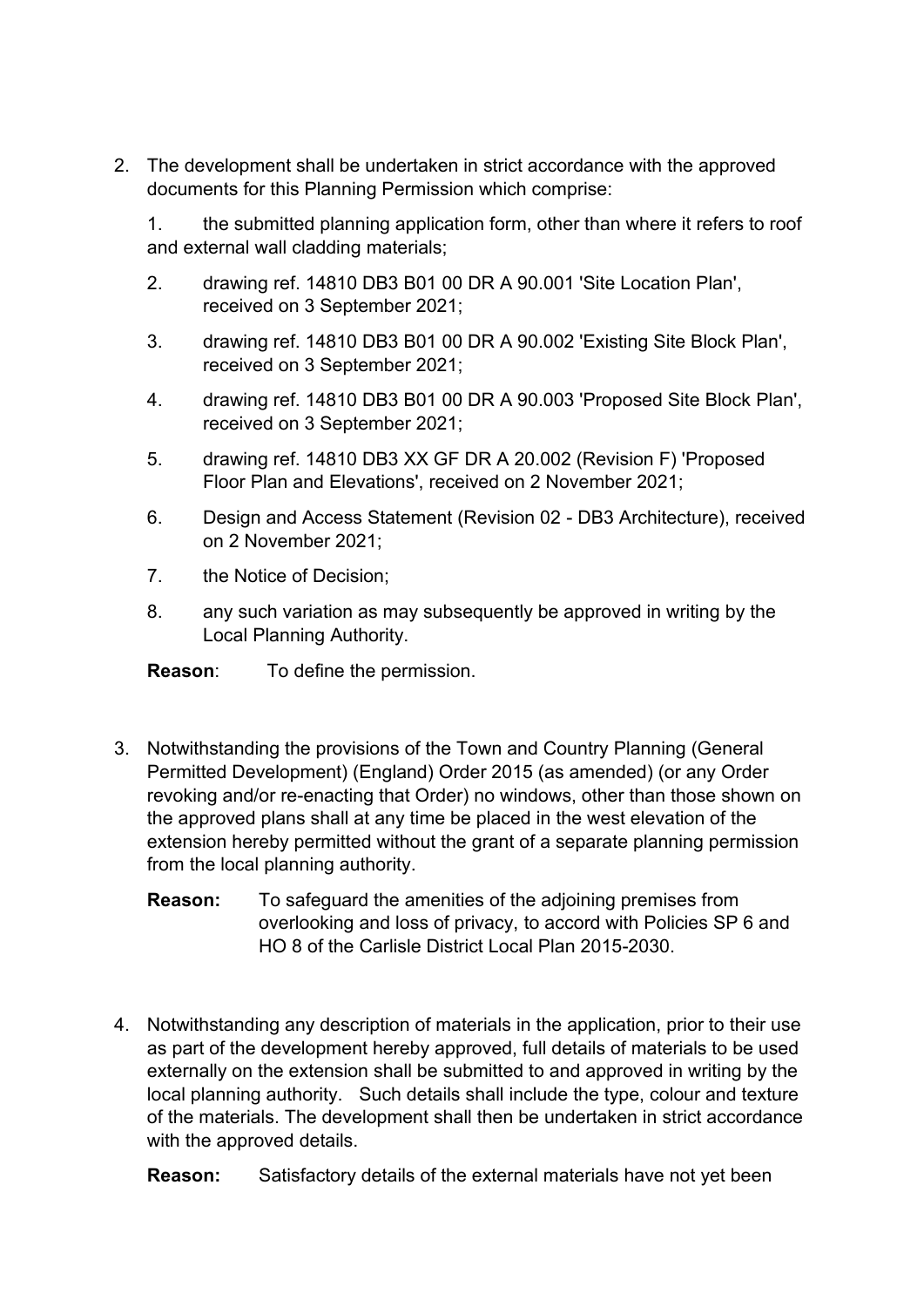2. The development shall be undertaken in strict accordance with the approved documents for this Planning Permission which comprise:

   1. the submitted planning application form, other than where it refers to roof and external wall cladding materials;
   2. drawing ref. 14810 DB3 B01 00 DR A 90.001 'Site Location Plan', received on 3 September 2021;
   3. drawing ref. 14810 DB3 B01 00 DR A 90.002 'Existing Site Block Plan', received on 3 September 2021;
   4. drawing ref. 14810 DB3 B01 00 DR A 90.003 'Proposed Site Block Plan', received on 3 September 2021;
   5. drawing ref. 14810 DB3 XX GF DR A 20.002 (Revision F) 'Proposed Floor Plan and Elevations', received on 2 November 2021;
   6. Design and Access Statement (Revision 02 - DB3 Architecture), received on 2 November 2021;
   7. the Notice of Decision;
   8. any such variation as may subsequently be approved in writing by the Local Planning Authority.

   **Reason**: To define the permission.

3. Notwithstanding the provisions of the Town and Country Planning (General Permitted Development) (England) Order 2015 (as amended) (or any Order revoking and/or re-enacting that Order) no windows, other than those shown on the approved plans shall at any time be placed in the west elevation of the extension hereby permitted without the grant of a separate planning permission from the local planning authority.

   **Reason:** To safeguard the amenities of the adjoining premises from overlooking and loss of privacy, to accord with Policies SP 6 and HO 8 of the Carlisle District Local Plan 2015-2030.

4. Notwithstanding any description of materials in the application, prior to their use as part of the development hereby approved, full details of materials to be used externally on the extension shall be submitted to and approved in writing by the local planning authority. Such details shall include the type, colour and texture of the materials. The development shall then be undertaken in strict accordance with the approved details.

   **Reason:** Satisfactory details of the external materials have not yet been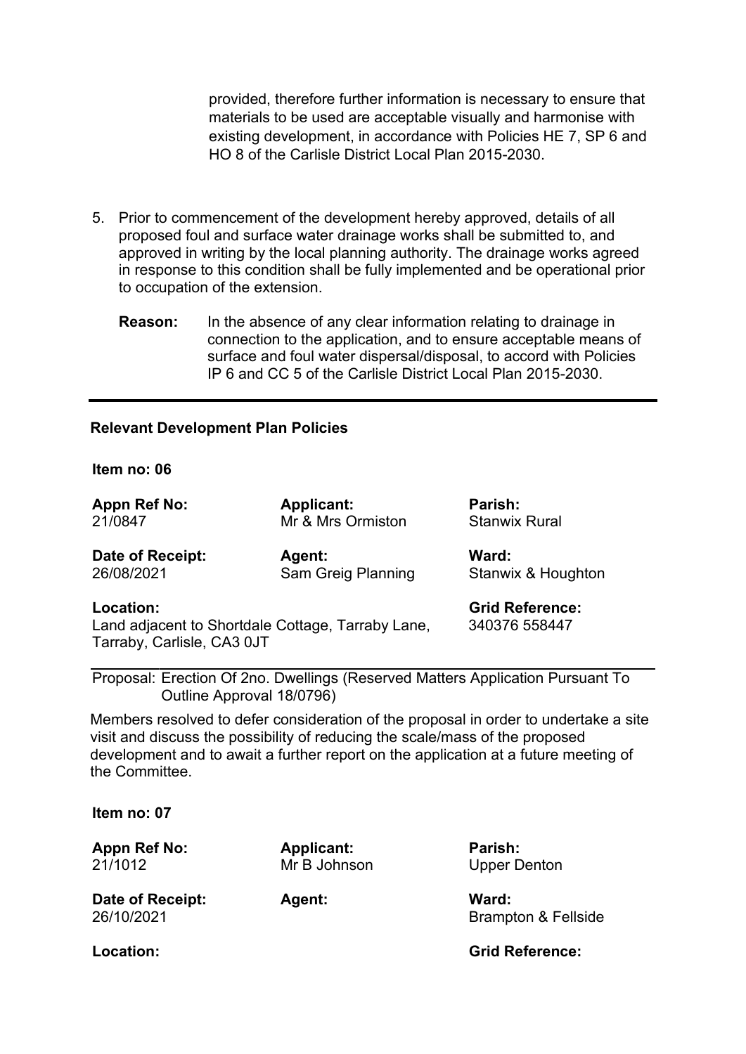provided, therefore further information is necessary to ensure that materials to be used are acceptable visually and harmonise with existing development, in accordance with Policies HE 7, SP 6 and HO 8 of the Carlisle District Local Plan 2015-2030.

5. Prior to commencement of the development hereby approved, details of all proposed foul and surface water drainage works shall be submitted to, and approved in writing by the local planning authority. The drainage works agreed in response to this condition shall be fully implemented and be operational prior to occupation of the extension.

   **Reason:** In the absence of any clear information relating to drainage in connection to the application, and to ensure acceptable means of surface and foul water dispersal/disposal, to accord with Policies IP 6 and CC 5 of the Carlisle District Local Plan 2015-2030.

---

**Relevant Development Plan Policies**

**Item no: 06**

| **Appn Ref No:** 21/0847 | **Applicant:** Mr & Mrs Ormiston | **Parish:** Stanwix Rural |
|---|---|---|
| **Date of Receipt:** 26/08/2021 | **Agent:** Sam Greig Planning | **Ward:** Stanwix & Houghton |
| **Location:** Land adjacent to Shortdale Cottage, Tarraby Lane, Tarraby, Carlisle, CA3 0JT | | **Grid Reference:** 340376 558447 |

Proposal: Erection Of 2no. Dwellings (Reserved Matters Application Pursuant To Outline Approval 18/0796)

Members resolved to defer consideration of the proposal in order to undertake a site visit and discuss the possibility of reducing the scale/mass of the proposed development and to await a further report on the application at a future meeting of the Committee.

**Item no: 07**

| **Appn Ref No:** 21/1012 | **Applicant:** Mr B Johnson | **Parish:** Upper Denton |
|---|---|---|
| **Date of Receipt:** 26/10/2021 | **Agent:** | **Ward:** Brampton & Fellside |
| **Location:** | | **Grid Reference:** |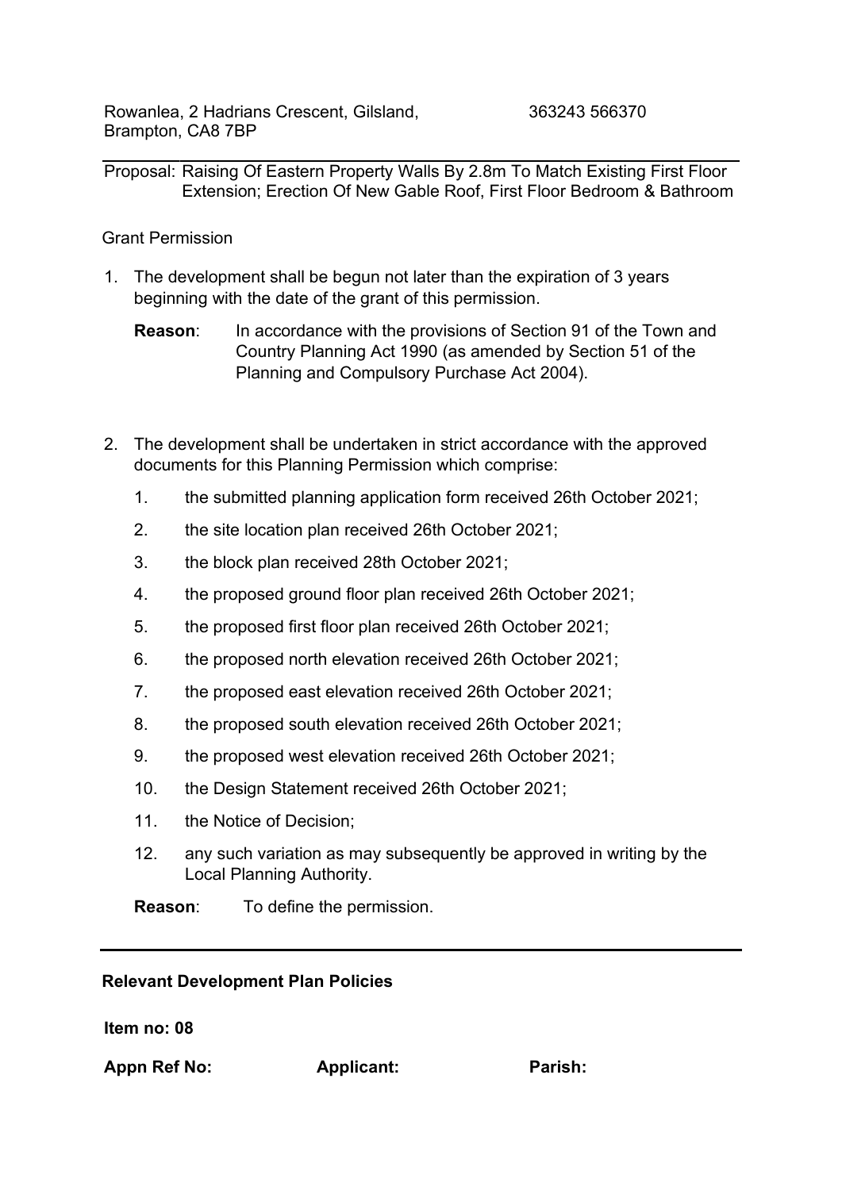Rowanlea, 2 Hadrians Crescent, Gilsland, Brampton, CA8 7BP 363243 566370

---

Proposal: Raising Of Eastern Property Walls By 2.8m To Match Existing First Floor Extension; Erection Of New Gable Roof, First Floor Bedroom & Bathroom

Grant Permission

1. The development shall be begun not later than the expiration of 3 years beginning with the date of the grant of this permission.

   **Reason**: In accordance with the provisions of Section 91 of the Town and Country Planning Act 1990 (as amended by Section 51 of the Planning and Compulsory Purchase Act 2004).

2. The development shall be undertaken in strict accordance with the approved documents for this Planning Permission which comprise:

   1. the submitted planning application form received 26th October 2021;
   2. the site location plan received 26th October 2021;
   3. the block plan received 28th October 2021;
   4. the proposed ground floor plan received 26th October 2021;
   5. the proposed first floor plan received 26th October 2021;
   6. the proposed north elevation received 26th October 2021;
   7. the proposed east elevation received 26th October 2021;
   8. the proposed south elevation received 26th October 2021;
   9. the proposed west elevation received 26th October 2021;
   10. the Design Statement received 26th October 2021;
   11. the Notice of Decision;
   12. any such variation as may subsequently be approved in writing by the Local Planning Authority.

   **Reason**: To define the permission.

---

**Relevant Development Plan Policies**

**Item no: 08**

**Appn Ref No:** **Applicant:** **Parish:**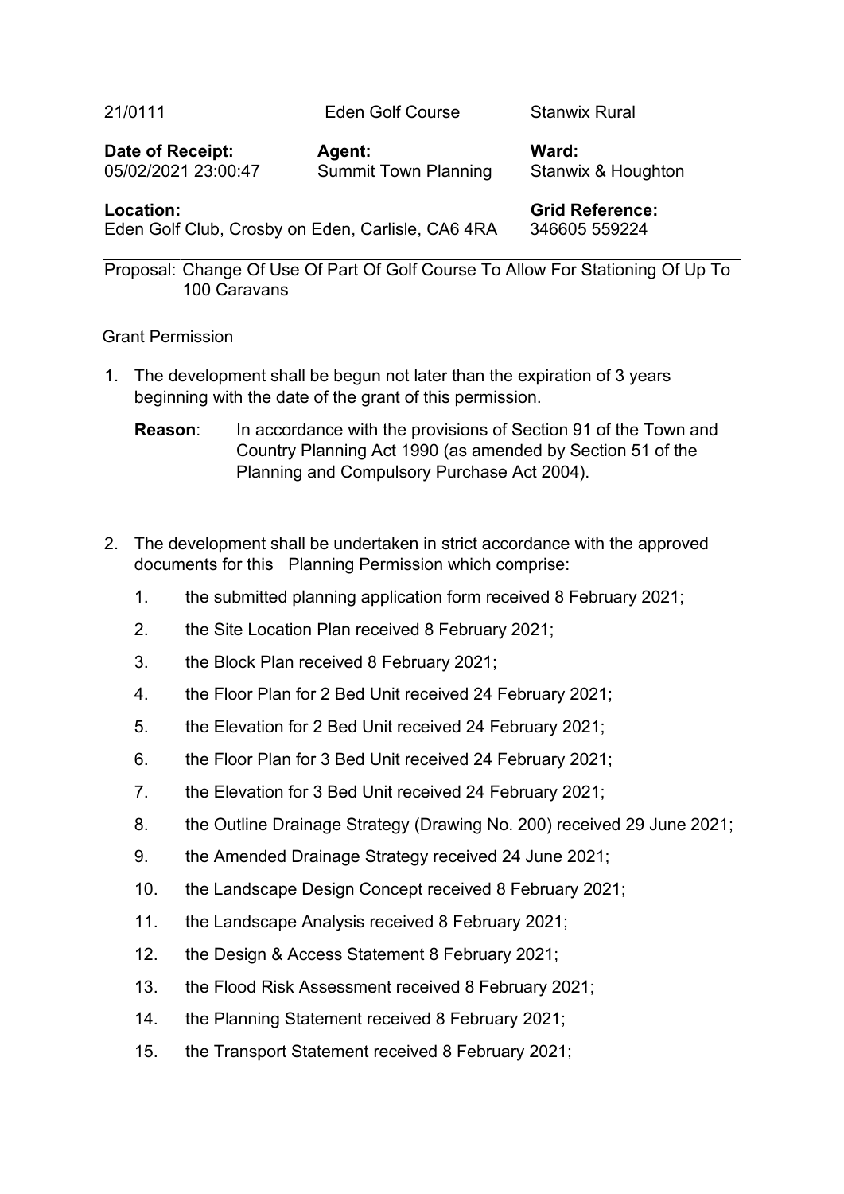| 21/0111 | Eden Golf Course | Stanwix Rural |
|---|---|---|
| **Date of Receipt:** 05/02/2021 23:00:47 | **Agent:** Summit Town Planning | **Ward:** Stanwix & Houghton |
| **Location:** Eden Golf Club, Crosby on Eden, Carlisle, CA6 4RA | | **Grid Reference:** 346605 559224 |

Proposal: Change Of Use Of Part Of Golf Course To Allow For Stationing Of Up To 100 Caravans

Grant Permission

1. The development shall be begun not later than the expiration of 3 years beginning with the date of the grant of this permission.

   **Reason**: In accordance with the provisions of Section 91 of the Town and Country Planning Act 1990 (as amended by Section 51 of the Planning and Compulsory Purchase Act 2004).

2. The development shall be undertaken in strict accordance with the approved documents for this Planning Permission which comprise:

   1. the submitted planning application form received 8 February 2021;
   2. the Site Location Plan received 8 February 2021;
   3. the Block Plan received 8 February 2021;
   4. the Floor Plan for 2 Bed Unit received 24 February 2021;
   5. the Elevation for 2 Bed Unit received 24 February 2021;
   6. the Floor Plan for 3 Bed Unit received 24 February 2021;
   7. the Elevation for 3 Bed Unit received 24 February 2021;
   8. the Outline Drainage Strategy (Drawing No. 200) received 29 June 2021;
   9. the Amended Drainage Strategy received 24 June 2021;
   10. the Landscape Design Concept received 8 February 2021;
   11. the Landscape Analysis received 8 February 2021;
   12. the Design & Access Statement 8 February 2021;
   13. the Flood Risk Assessment received 8 February 2021;
   14. the Planning Statement received 8 February 2021;
   15. the Transport Statement received 8 February 2021;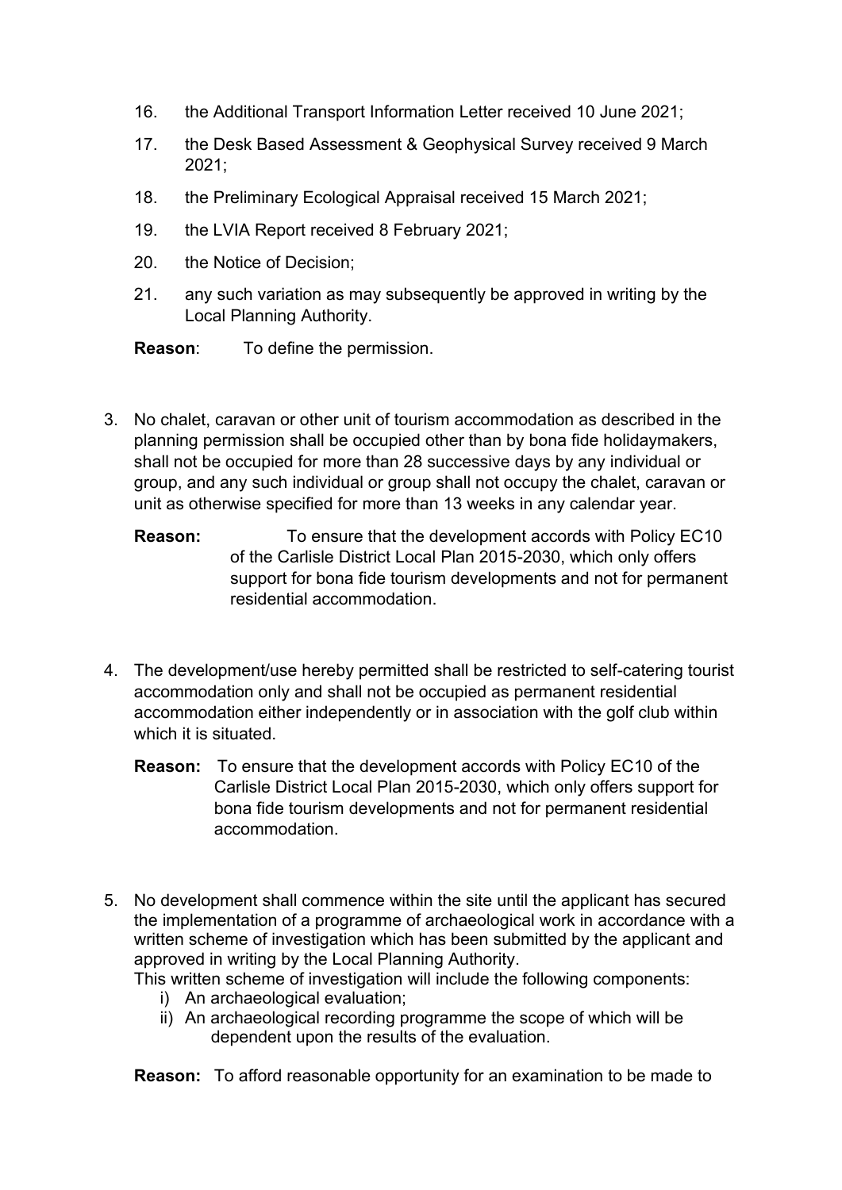16. the Additional Transport Information Letter received 10 June 2021;
17. the Desk Based Assessment & Geophysical Survey received 9 March 2021;
18. the Preliminary Ecological Appraisal received 15 March 2021;
19. the LVIA Report received 8 February 2021;
20. the Notice of Decision;
21. any such variation as may subsequently be approved in writing by the Local Planning Authority.

**Reason**: To define the permission.

3. No chalet, caravan or other unit of tourism accommodation as described in the planning permission shall be occupied other than by bona fide holidaymakers, shall not be occupied for more than 28 successive days by any individual or group, and any such individual or group shall not occupy the chalet, caravan or unit as otherwise specified for more than 13 weeks in any calendar year.

   **Reason:** To ensure that the development accords with Policy EC10 of the Carlisle District Local Plan 2015-2030, which only offers support for bona fide tourism developments and not for permanent residential accommodation.

4. The development/use hereby permitted shall be restricted to self-catering tourist accommodation only and shall not be occupied as permanent residential accommodation either independently or in association with the golf club within which it is situated.

   **Reason:** To ensure that the development accords with Policy EC10 of the Carlisle District Local Plan 2015-2030, which only offers support for bona fide tourism developments and not for permanent residential accommodation.

5. No development shall commence within the site until the applicant has secured the implementation of a programme of archaeological work in accordance with a written scheme of investigation which has been submitted by the applicant and approved in writing by the Local Planning Authority.
   This written scheme of investigation will include the following components:
   i) An archaeological evaluation;
   ii) An archaeological recording programme the scope of which will be dependent upon the results of the evaluation.

   **Reason:** To afford reasonable opportunity for an examination to be made to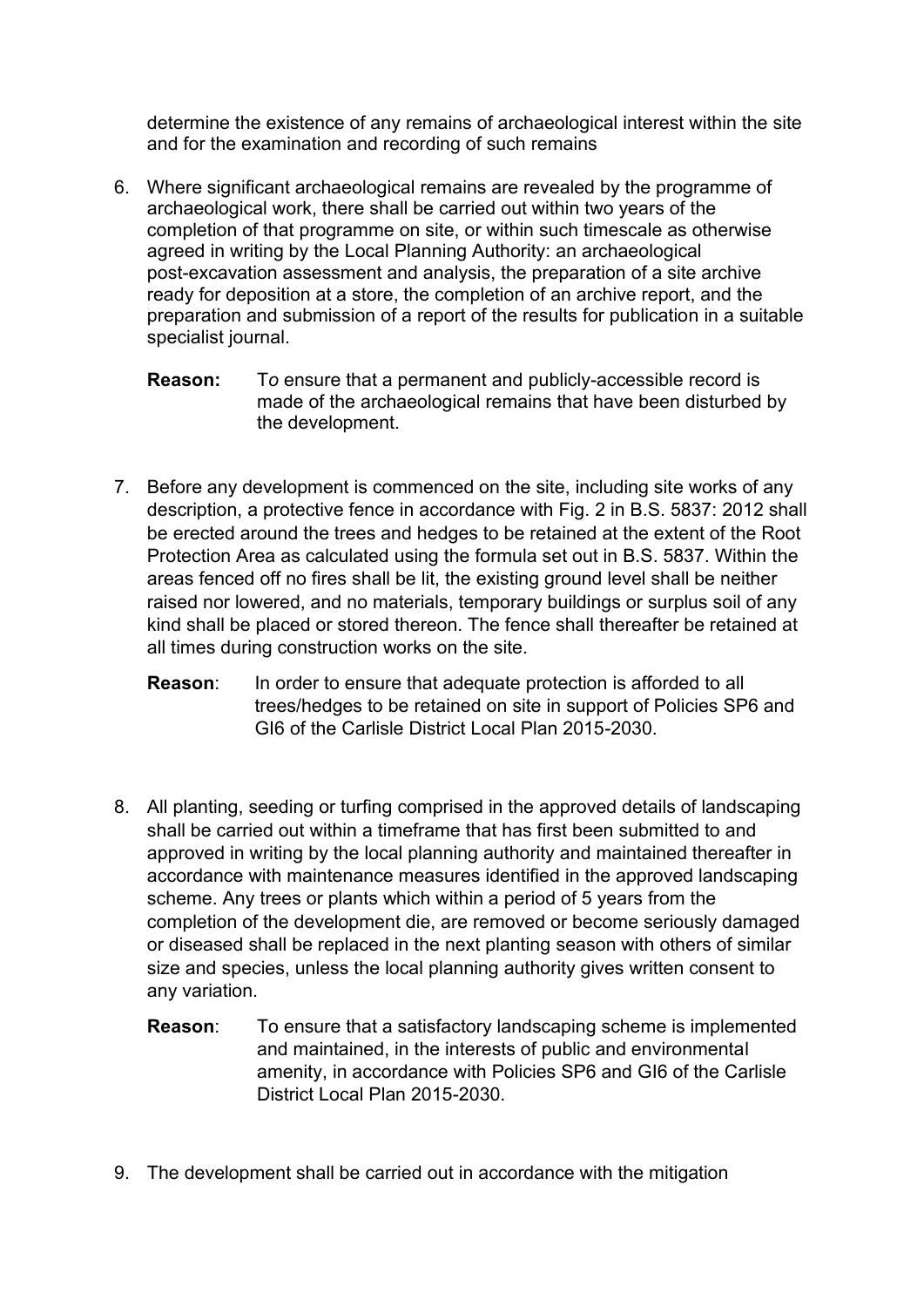determine the existence of any remains of archaeological interest within the site and for the examination and recording of such remains

6. Where significant archaeological remains are revealed by the programme of archaeological work, there shall be carried out within two years of the completion of that programme on site, or within such timescale as otherwise agreed in writing by the Local Planning Authority: an archaeological post-excavation assessment and analysis, the preparation of a site archive ready for deposition at a store, the completion of an archive report, and the preparation and submission of a report of the results for publication in a suitable specialist journal.

   **Reason:** T*o* ensure that a permanent and publicly-accessible record is made of the archaeological remains that have been disturbed by the development.

7. Before any development is commenced on the site, including site works of any description, a protective fence in accordance with Fig. 2 in B.S. 5837: 2012 shall be erected around the trees and hedges to be retained at the extent of the Root Protection Area as calculated using the formula set out in B.S. 5837. Within the areas fenced off no fires shall be lit, the existing ground level shall be neither raised nor lowered, and no materials, temporary buildings or surplus soil of any kind shall be placed or stored thereon. The fence shall thereafter be retained at all times during construction works on the site.

   **Reason**: In order to ensure that adequate protection is afforded to all trees/hedges to be retained on site in support of Policies SP6 and GI6 of the Carlisle District Local Plan 2015-2030.

8. All planting, seeding or turfing comprised in the approved details of landscaping shall be carried out within a timeframe that has first been submitted to and approved in writing by the local planning authority and maintained thereafter in accordance with maintenance measures identified in the approved landscaping scheme. Any trees or plants which within a period of 5 years from the completion of the development die, are removed or become seriously damaged or diseased shall be replaced in the next planting season with others of similar size and species, unless the local planning authority gives written consent to any variation.

   **Reason**: To ensure that a satisfactory landscaping scheme is implemented and maintained, in the interests of public and environmental amenity, in accordance with Policies SP6 and GI6 of the Carlisle District Local Plan 2015-2030.

9. The development shall be carried out in accordance with the mitigation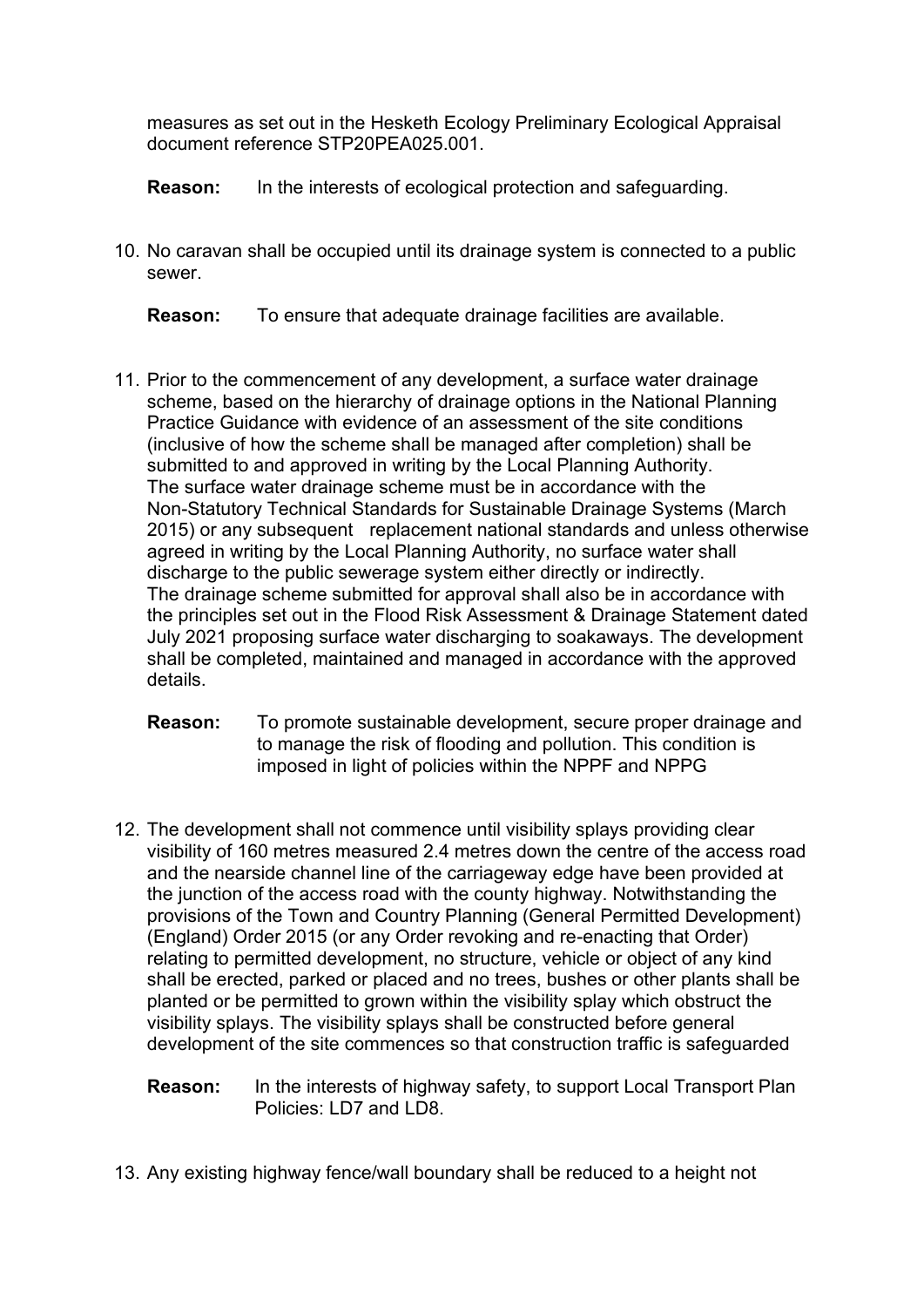measures as set out in the Hesketh Ecology Preliminary Ecological Appraisal document reference STP20PEA025.001.

**Reason:** In the interests of ecological protection and safeguarding.

10. No caravan shall be occupied until its drainage system is connected to a public sewer.

    **Reason:** To ensure that adequate drainage facilities are available.

11. Prior to the commencement of any development, a surface water drainage scheme, based on the hierarchy of drainage options in the National Planning Practice Guidance with evidence of an assessment of the site conditions (inclusive of how the scheme shall be managed after completion) shall be submitted to and approved in writing by the Local Planning Authority. The surface water drainage scheme must be in accordance with the Non-Statutory Technical Standards for Sustainable Drainage Systems (March 2015) or any subsequent replacement national standards and unless otherwise agreed in writing by the Local Planning Authority, no surface water shall discharge to the public sewerage system either directly or indirectly. The drainage scheme submitted for approval shall also be in accordance with the principles set out in the Flood Risk Assessment & Drainage Statement dated July 2021 proposing surface water discharging to soakaways. The development shall be completed, maintained and managed in accordance with the approved details.

    **Reason:** To promote sustainable development, secure proper drainage and to manage the risk of flooding and pollution. This condition is imposed in light of policies within the NPPF and NPPG

12. The development shall not commence until visibility splays providing clear visibility of 160 metres measured 2.4 metres down the centre of the access road and the nearside channel line of the carriageway edge have been provided at the junction of the access road with the county highway. Notwithstanding the provisions of the Town and Country Planning (General Permitted Development) (England) Order 2015 (or any Order revoking and re-enacting that Order) relating to permitted development, no structure, vehicle or object of any kind shall be erected, parked or placed and no trees, bushes or other plants shall be planted or be permitted to grown within the visibility splay which obstruct the visibility splays. The visibility splays shall be constructed before general development of the site commences so that construction traffic is safeguarded

    **Reason:** In the interests of highway safety, to support Local Transport Plan Policies: LD7 and LD8.

13. Any existing highway fence/wall boundary shall be reduced to a height not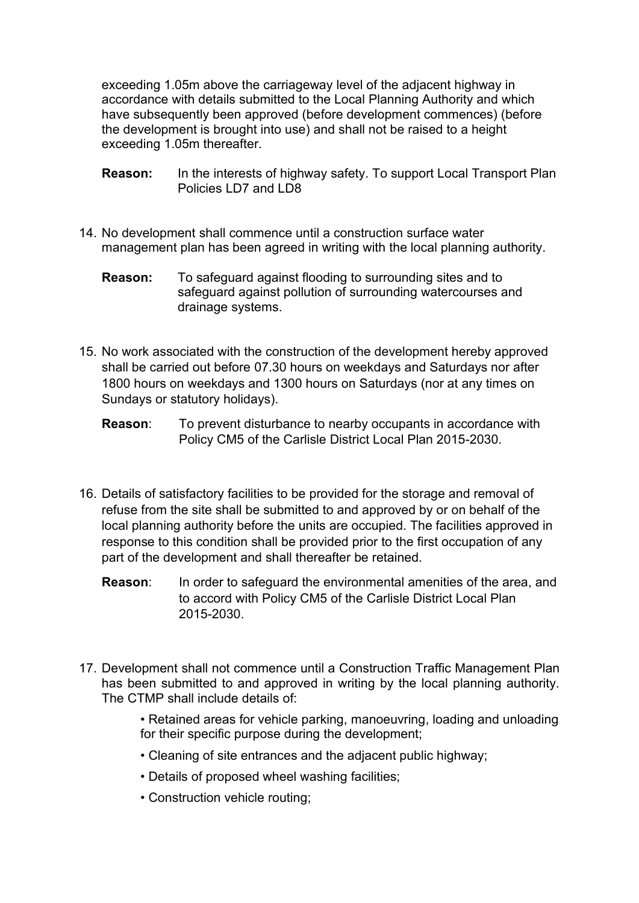exceeding 1.05m above the carriageway level of the adjacent highway in accordance with details submitted to the Local Planning Authority and which have subsequently been approved (before development commences) (before the development is brought into use) and shall not be raised to a height exceeding 1.05m thereafter.

**Reason:** In the interests of highway safety. To support Local Transport Plan Policies LD7 and LD8

14. No development shall commence until a construction surface water management plan has been agreed in writing with the local planning authority.

    **Reason:** To safeguard against flooding to surrounding sites and to safeguard against pollution of surrounding watercourses and drainage systems.

15. No work associated with the construction of the development hereby approved shall be carried out before 07.30 hours on weekdays and Saturdays nor after 1800 hours on weekdays and 1300 hours on Saturdays (nor at any times on Sundays or statutory holidays).

    **Reason**: To prevent disturbance to nearby occupants in accordance with Policy CM5 of the Carlisle District Local Plan 2015-2030.

16. Details of satisfactory facilities to be provided for the storage and removal of refuse from the site shall be submitted to and approved by or on behalf of the local planning authority before the units are occupied. The facilities approved in response to this condition shall be provided prior to the first occupation of any part of the development and shall thereafter be retained.

    **Reason**: In order to safeguard the environmental amenities of the area, and to accord with Policy CM5 of the Carlisle District Local Plan 2015-2030.

17. Development shall not commence until a Construction Traffic Management Plan has been submitted to and approved in writing by the local planning authority. The CTMP shall include details of:

    - Retained areas for vehicle parking, manoeuvring, loading and unloading for their specific purpose during the development;
    - Cleaning of site entrances and the adjacent public highway;
    - Details of proposed wheel washing facilities;
    - Construction vehicle routing;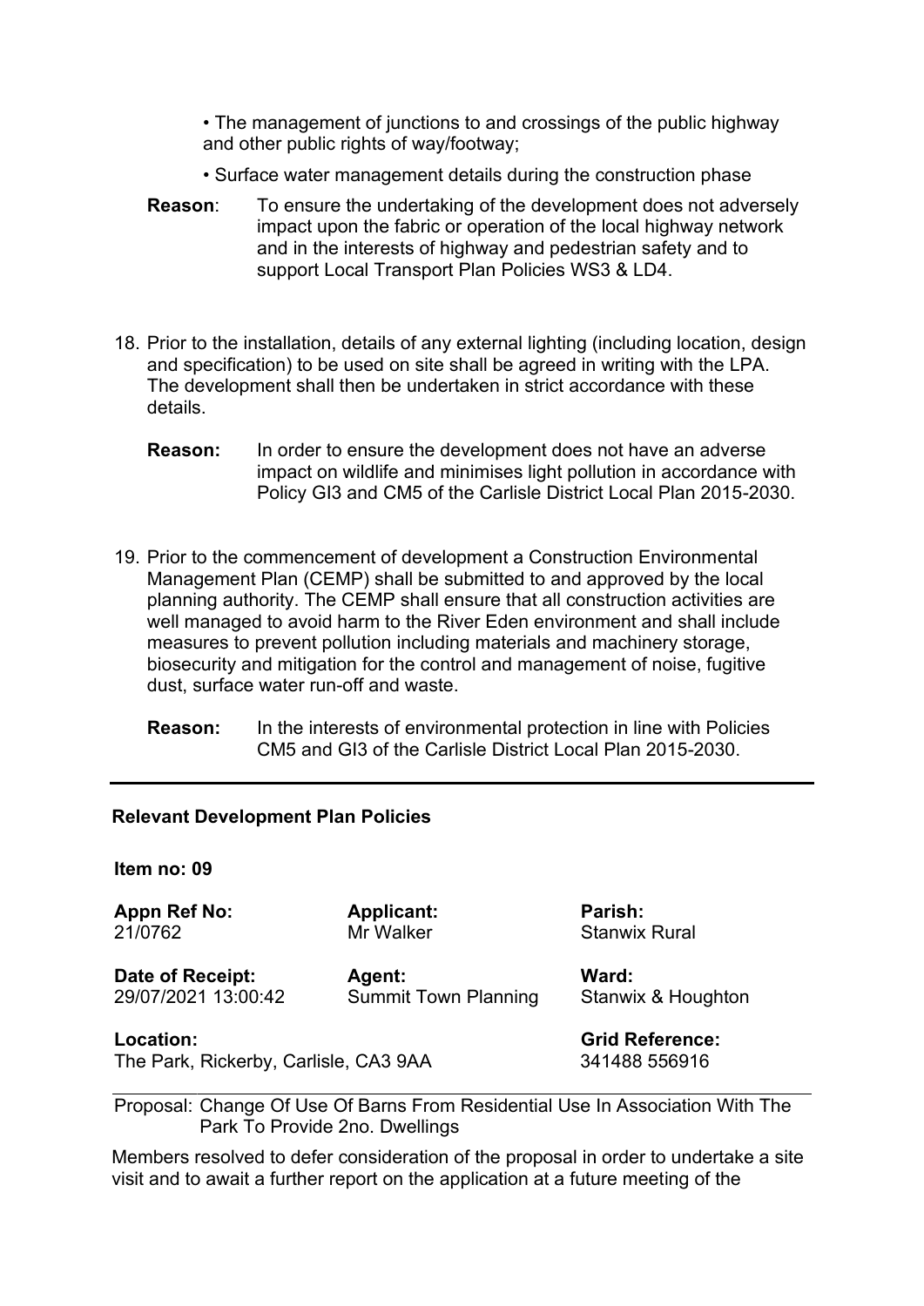• The management of junctions to and crossings of the public highway and other public rights of way/footway;

• Surface water management details during the construction phase

**Reason**: To ensure the undertaking of the development does not adversely impact upon the fabric or operation of the local highway network and in the interests of highway and pedestrian safety and to support Local Transport Plan Policies WS3 & LD4.

18. Prior to the installation, details of any external lighting (including location, design and specification) to be used on site shall be agreed in writing with the LPA. The development shall then be undertaken in strict accordance with these details.

    **Reason:** In order to ensure the development does not have an adverse impact on wildlife and minimises light pollution in accordance with Policy GI3 and CM5 of the Carlisle District Local Plan 2015-2030.

19. Prior to the commencement of development a Construction Environmental Management Plan (CEMP) shall be submitted to and approved by the local planning authority. The CEMP shall ensure that all construction activities are well managed to avoid harm to the River Eden environment and shall include measures to prevent pollution including materials and machinery storage, biosecurity and mitigation for the control and management of noise, fugitive dust, surface water run-off and waste.

    **Reason:** In the interests of environmental protection in line with Policies CM5 and GI3 of the Carlisle District Local Plan 2015-2030.

---

**Relevant Development Plan Policies**

**Item no: 09**

| **Appn Ref No:** 21/0762 | **Applicant:** Mr Walker | **Parish:** Stanwix Rural |
|---|---|---|
| **Date of Receipt:** 29/07/2021 13:00:42 | **Agent:** Summit Town Planning | **Ward:** Stanwix & Houghton |
| **Location:** The Park, Rickerby, Carlisle, CA3 9AA | | **Grid Reference:** 341488 556916 |

Proposal: Change Of Use Of Barns From Residential Use In Association With The Park To Provide 2no. Dwellings

Members resolved to defer consideration of the proposal in order to undertake a site visit and to await a further report on the application at a future meeting of the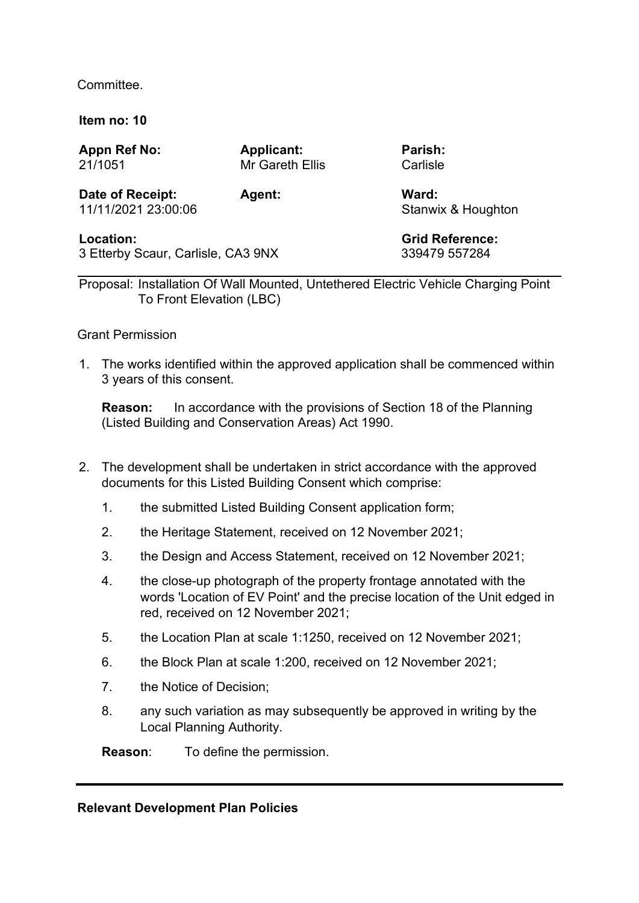Committee.

**Item no: 10**

| | | |
|---|---|---|
| **Appn Ref No:** 21/1051 | **Applicant:** Mr Gareth Ellis | **Parish:** Carlisle |
| **Date of Receipt:** 11/11/2021 23:00:06 | **Agent:** | **Ward:** Stanwix & Houghton |
| **Location:** 3 Etterby Scaur, Carlisle, CA3 9NX | | **Grid Reference:** 339479 557284 |

Proposal: Installation Of Wall Mounted, Untethered Electric Vehicle Charging Point To Front Elevation (LBC)

Grant Permission

1. The works identified within the approved application shall be commenced within 3 years of this consent.

   **Reason:** In accordance with the provisions of Section 18 of the Planning (Listed Building and Conservation Areas) Act 1990.

2. The development shall be undertaken in strict accordance with the approved documents for this Listed Building Consent which comprise:

   1. the submitted Listed Building Consent application form;
   2. the Heritage Statement, received on 12 November 2021;
   3. the Design and Access Statement, received on 12 November 2021;
   4. the close-up photograph of the property frontage annotated with the words 'Location of EV Point' and the precise location of the Unit edged in red, received on 12 November 2021;
   5. the Location Plan at scale 1:1250, received on 12 November 2021;
   6. the Block Plan at scale 1:200, received on 12 November 2021;
   7. the Notice of Decision;
   8. any such variation as may subsequently be approved in writing by the Local Planning Authority.

   **Reason**: To define the permission.

---

**Relevant Development Plan Policies**